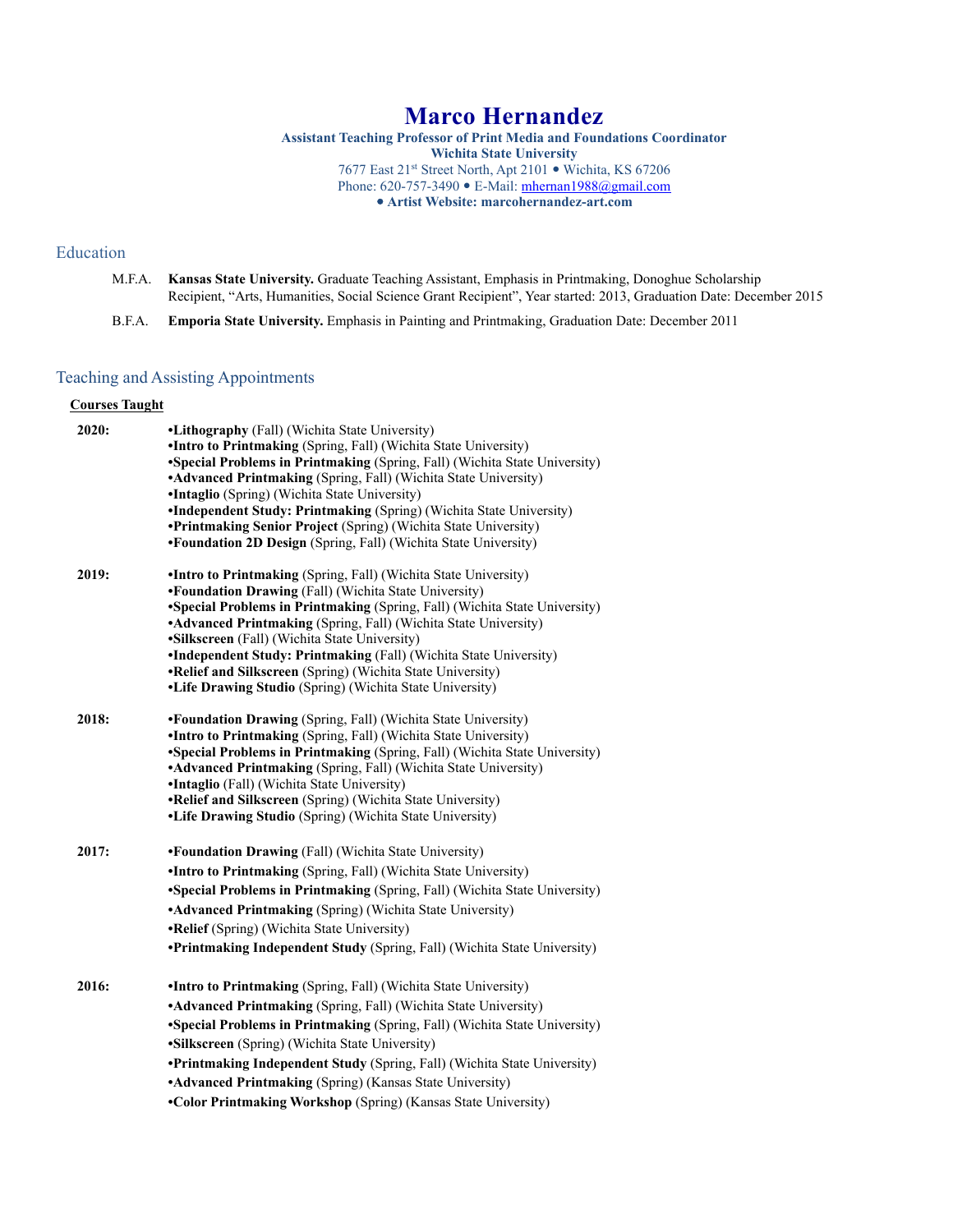# Marco Hernandez

**Assistant Teaching Professor of Print Media and Foundations Coordinator**
**Wichita State University**
7677 East 21st Street North, Apt 2101 • Wichita, KS 67206
Phone: 620-757-3490 • E-Mail: mhernan1988@gmail.com
• **Artist Website: marcohernandez-art.com**

## Education

M.F.A. **Kansas State University.** Graduate Teaching Assistant, Emphasis in Printmaking, Donoghue Scholarship Recipient, "Arts, Humanities, Social Science Grant Recipient", Year started: 2013, Graduation Date: December 2015

B.F.A. **Emporia State University.** Emphasis in Painting and Printmaking, Graduation Date: December 2011

## Teaching and Assisting Appointments

**Courses Taught**

**2020:**

- **Lithography** (Fall) (Wichita State University)
- **Intro to Printmaking** (Spring, Fall) (Wichita State University)
- **Special Problems in Printmaking** (Spring, Fall) (Wichita State University)
- **Advanced Printmaking** (Spring, Fall) (Wichita State University)
- **Intaglio** (Spring) (Wichita State University)
- **Independent Study: Printmaking** (Spring) (Wichita State University)
- **Printmaking Senior Project** (Spring) (Wichita State University)
- **Foundation 2D Design** (Spring, Fall) (Wichita State University)

**2019:**

- **Intro to Printmaking** (Spring, Fall) (Wichita State University)
- **Foundation Drawing** (Fall) (Wichita State University)
- **Special Problems in Printmaking** (Spring, Fall) (Wichita State University)
- **Advanced Printmaking** (Spring, Fall) (Wichita State University)
- **Silkscreen** (Fall) (Wichita State University)
- **Independent Study: Printmaking** (Fall) (Wichita State University)
- **Relief and Silkscreen** (Spring) (Wichita State University)
- **Life Drawing Studio** (Spring) (Wichita State University)

**2018:**

- **Foundation Drawing** (Spring, Fall) (Wichita State University)
- **Intro to Printmaking** (Spring, Fall) (Wichita State University)
- **Special Problems in Printmaking** (Spring, Fall) (Wichita State University)
- **Advanced Printmaking** (Spring, Fall) (Wichita State University)
- **Intaglio** (Fall) (Wichita State University)
- **Relief and Silkscreen** (Spring) (Wichita State University)
- **Life Drawing Studio** (Spring) (Wichita State University)

**2017:**

- **Foundation Drawing** (Fall) (Wichita State University)
- **Intro to Printmaking** (Spring, Fall) (Wichita State University)
- **Special Problems in Printmaking** (Spring, Fall) (Wichita State University)
- **Advanced Printmaking** (Spring) (Wichita State University)
- **Relief** (Spring) (Wichita State University)
- **Printmaking Independent Study** (Spring, Fall) (Wichita State University)

**2016:**

- **Intro to Printmaking** (Spring, Fall) (Wichita State University)
- **Advanced Printmaking** (Spring, Fall) (Wichita State University)
- **Special Problems in Printmaking** (Spring, Fall) (Wichita State University)
- **Silkscreen** (Spring) (Wichita State University)
- **Printmaking Independent Study** (Spring, Fall) (Wichita State University)
- **Advanced Printmaking** (Spring) (Kansas State University)
- **Color Printmaking Workshop** (Spring) (Kansas State University)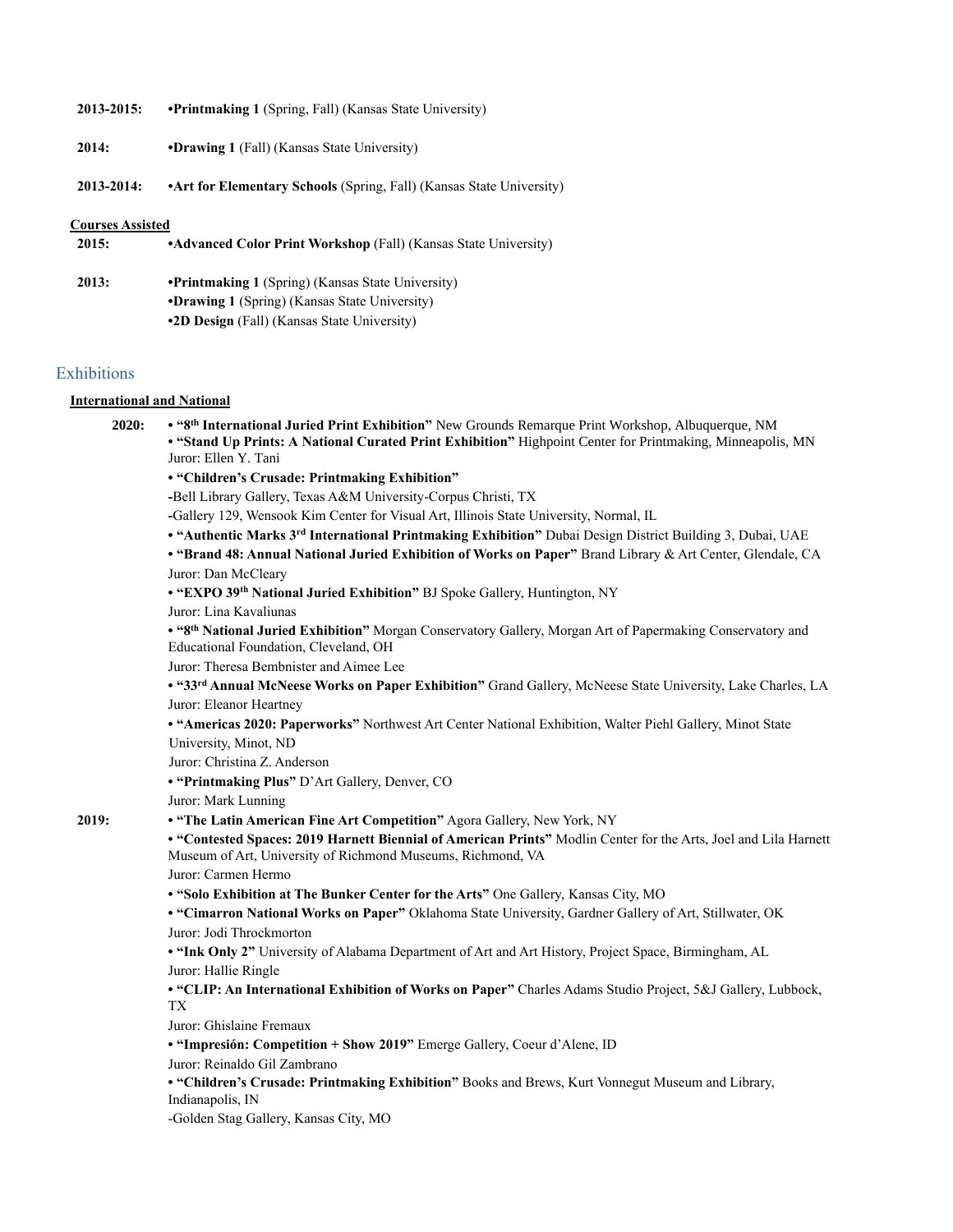**2013-2015:** **•Printmaking 1** (Spring, Fall) (Kansas State University)

**2014:** **•Drawing 1** (Fall) (Kansas State University)

**2013-2014:** **•Art for Elementary Schools** (Spring, Fall) (Kansas State University)

**Courses Assisted**

**2015:** **•Advanced Color Print Workshop** (Fall) (Kansas State University)

**2013:** **•Printmaking 1** (Spring) (Kansas State University)
**•Drawing 1** (Spring) (Kansas State University)
**•2D Design** (Fall) (Kansas State University)

## Exhibitions

**International and National**

**2020:**

- **"8th International Juried Print Exhibition"** New Grounds Remarque Print Workshop, Albuquerque, NM
- **"Stand Up Prints: A National Curated Print Exhibition"** Highpoint Center for Printmaking, Minneapolis, MN
  Juror: Ellen Y. Tani
- **"Children's Crusade: Printmaking Exhibition"**
  -Bell Library Gallery, Texas A&M University-Corpus Christi, TX
  -Gallery 129, Wensook Kim Center for Visual Art, Illinois State University, Normal, IL
- **"Authentic Marks 3rd International Printmaking Exhibition"** Dubai Design District Building 3, Dubai, UAE
- **"Brand 48: Annual National Juried Exhibition of Works on Paper"** Brand Library & Art Center, Glendale, CA
  Juror: Dan McCleary
- **"EXPO 39th National Juried Exhibition"** BJ Spoke Gallery, Huntington, NY
  Juror: Lina Kavaliunas
- **"8th National Juried Exhibition"** Morgan Conservatory Gallery, Morgan Art of Papermaking Conservatory and Educational Foundation, Cleveland, OH
  Juror: Theresa Bembnister and Aimee Lee
- **"33rd Annual McNeese Works on Paper Exhibition"** Grand Gallery, McNeese State University, Lake Charles, LA
  Juror: Eleanor Heartney
- **"Americas 2020: Paperworks"** Northwest Art Center National Exhibition, Walter Piehl Gallery, Minot State University, Minot, ND
  Juror: Christina Z. Anderson
- **"Printmaking Plus"** D'Art Gallery, Denver, CO
  Juror: Mark Lunning

**2019:**

- **"The Latin American Fine Art Competition"** Agora Gallery, New York, NY
- **"Contested Spaces: 2019 Harnett Biennial of American Prints"** Modlin Center for the Arts, Joel and Lila Harnett Museum of Art, University of Richmond Museums, Richmond, VA
  Juror: Carmen Hermo
- **"Solo Exhibition at The Bunker Center for the Arts"** One Gallery, Kansas City, MO
- **"Cimarron National Works on Paper"** Oklahoma State University, Gardner Gallery of Art, Stillwater, OK
  Juror: Jodi Throckmorton
- **"Ink Only 2"** University of Alabama Department of Art and Art History, Project Space, Birmingham, AL
  Juror: Hallie Ringle
- **"CLIP: An International Exhibition of Works on Paper"** Charles Adams Studio Project, 5&J Gallery, Lubbock, TX
  Juror: Ghislaine Fremaux
- **"Impresión: Competition + Show 2019"** Emerge Gallery, Coeur d'Alene, ID
  Juror: Reinaldo Gil Zambrano
- **"Children's Crusade: Printmaking Exhibition"** Books and Brews, Kurt Vonnegut Museum and Library, Indianapolis, IN
  -Golden Stag Gallery, Kansas City, MO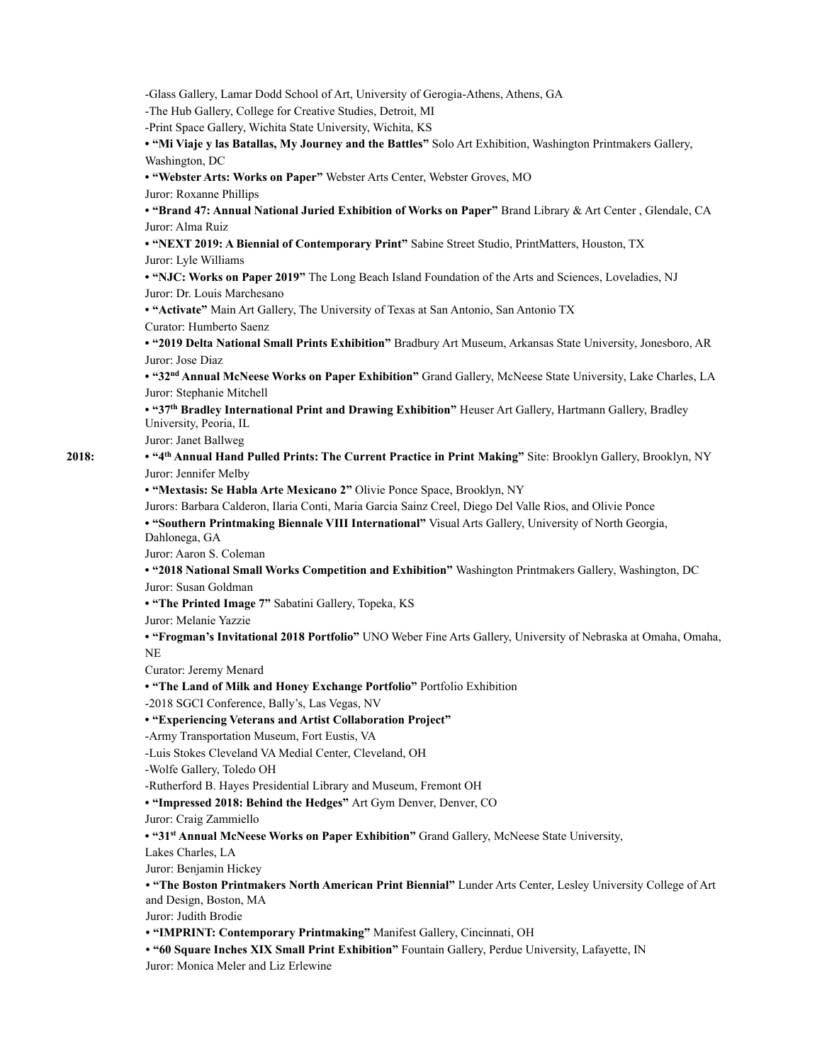-Glass Gallery, Lamar Dodd School of Art, University of Gerogia-Athens, Athens, GA
-The Hub Gallery, College for Creative Studies, Detroit, MI
-Print Space Gallery, Wichita State University, Wichita, KS

• **"Mi Viaje y las Batallas, My Journey and the Battles"** Solo Art Exhibition, Washington Printmakers Gallery, Washington, DC

• **"Webster Arts: Works on Paper"** Webster Arts Center, Webster Groves, MO
Juror: Roxanne Phillips

• **"Brand 47: Annual National Juried Exhibition of Works on Paper"** Brand Library & Art Center , Glendale, CA
Juror: Alma Ruiz

• **"NEXT 2019: A Biennial of Contemporary Print"** Sabine Street Studio, PrintMatters, Houston, TX
Juror: Lyle Williams

• **"NJC: Works on Paper 2019"** The Long Beach Island Foundation of the Arts and Sciences, Loveladies, NJ
Juror: Dr. Louis Marchesano

• **"Activate"** Main Art Gallery, The University of Texas at San Antonio, San Antonio TX
Curator: Humberto Saenz

• **"2019 Delta National Small Prints Exhibition"** Bradbury Art Museum, Arkansas State University, Jonesboro, AR
Juror: Jose Diaz

• **"32nd Annual McNeese Works on Paper Exhibition"** Grand Gallery, McNeese State University, Lake Charles, LA
Juror: Stephanie Mitchell

• **"37th Bradley International Print and Drawing Exhibition"** Heuser Art Gallery, Hartmann Gallery, Bradley University, Peoria, IL
Juror: Janet Ballweg

**2018:**

• **"4th Annual Hand Pulled Prints: The Current Practice in Print Making"** Site: Brooklyn Gallery, Brooklyn, NY
Juror: Jennifer Melby

• **"Mextasis: Se Habla Arte Mexicano 2"** Olivie Ponce Space, Brooklyn, NY
Jurors: Barbara Calderon, Ilaria Conti, Maria Garcia Sainz Creel, Diego Del Valle Rios, and Olivie Ponce

• **"Southern Printmaking Biennale VIII International"** Visual Arts Gallery, University of North Georgia, Dahlonega, GA
Juror: Aaron S. Coleman

• **"2018 National Small Works Competition and Exhibition"** Washington Printmakers Gallery, Washington, DC
Juror: Susan Goldman

• **"The Printed Image 7"** Sabatini Gallery, Topeka, KS
Juror: Melanie Yazzie

• **"Frogman's Invitational 2018 Portfolio"** UNO Weber Fine Arts Gallery, University of Nebraska at Omaha, Omaha, NE
Curator: Jeremy Menard

• **"The Land of Milk and Honey Exchange Portfolio"** Portfolio Exhibition
-2018 SGCI Conference, Bally's, Las Vegas, NV

• **"Experiencing Veterans and Artist Collaboration Project"**
-Army Transportation Museum, Fort Eustis, VA
-Luis Stokes Cleveland VA Medial Center, Cleveland, OH
-Wolfe Gallery, Toledo OH
-Rutherford B. Hayes Presidential Library and Museum, Fremont OH

• **"Impressed 2018: Behind the Hedges"** Art Gym Denver, Denver, CO
Juror: Craig Zammiello

• **"31st Annual McNeese Works on Paper Exhibition"** Grand Gallery, McNeese State University, Lakes Charles, LA
Juror: Benjamin Hickey

• **"The Boston Printmakers North American Print Biennial"** Lunder Arts Center, Lesley University College of Art and Design, Boston, MA
Juror: Judith Brodie

• **"IMPRINT: Contemporary Printmaking"** Manifest Gallery, Cincinnati, OH

• **"60 Square Inches XIX Small Print Exhibition"** Fountain Gallery, Perdue University, Lafayette, IN
Juror: Monica Meler and Liz Erlewine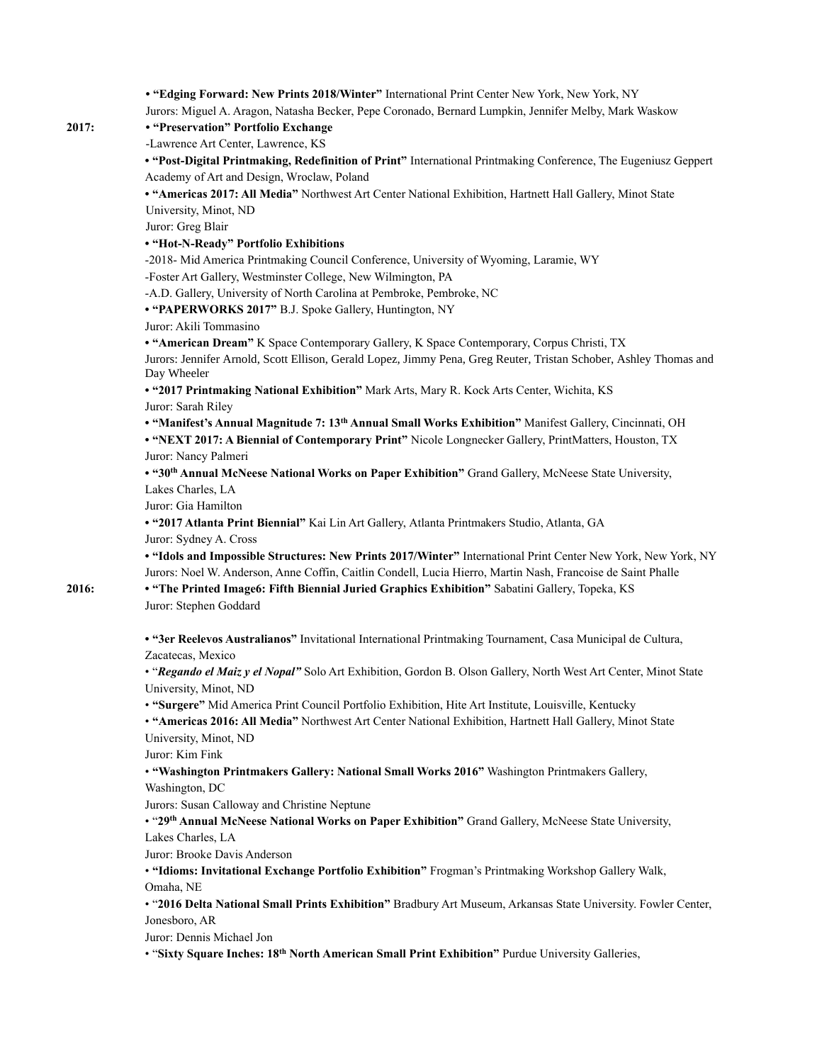• **"Edging Forward: New Prints 2018/Winter"** International Print Center New York, New York, NY
Jurors: Miguel A. Aragon, Natasha Becker, Pepe Coronado, Bernard Lumpkin, Jennifer Melby, Mark Waskow

**2017:**

• **"Preservation" Portfolio Exchange**
-Lawrence Art Center, Lawrence, KS

• **"Post-Digital Printmaking, Redefinition of Print"** International Printmaking Conference, The Eugeniusz Geppert Academy of Art and Design, Wroclaw, Poland

• **"Americas 2017: All Media"** Northwest Art Center National Exhibition, Hartnett Hall Gallery, Minot State University, Minot, ND
Juror: Greg Blair

• **"Hot-N-Ready" Portfolio Exhibitions**
-2018- Mid America Printmaking Council Conference, University of Wyoming, Laramie, WY
-Foster Art Gallery, Westminster College, New Wilmington, PA
-A.D. Gallery, University of North Carolina at Pembroke, Pembroke, NC

• **"PAPERWORKS 2017"** B.J. Spoke Gallery, Huntington, NY
Juror: Akili Tommasino

• **"American Dream"** K Space Contemporary Gallery, K Space Contemporary, Corpus Christi, TX
Jurors: Jennifer Arnold, Scott Ellison, Gerald Lopez, Jimmy Pena, Greg Reuter, Tristan Schober, Ashley Thomas and Day Wheeler

• **"2017 Printmaking National Exhibition"** Mark Arts, Mary R. Kock Arts Center, Wichita, KS
Juror: Sarah Riley

• **"Manifest's Annual Magnitude 7: 13th Annual Small Works Exhibition"** Manifest Gallery, Cincinnati, OH

• **"NEXT 2017: A Biennial of Contemporary Print"** Nicole Longnecker Gallery, PrintMatters, Houston, TX
Juror: Nancy Palmeri

• **"30th Annual McNeese National Works on Paper Exhibition"** Grand Gallery, McNeese State University, Lakes Charles, LA
Juror: Gia Hamilton

• **"2017 Atlanta Print Biennial"** Kai Lin Art Gallery, Atlanta Printmakers Studio, Atlanta, GA
Juror: Sydney A. Cross

• **"Idols and Impossible Structures: New Prints 2017/Winter"** International Print Center New York, New York, NY
Jurors: Noel W. Anderson, Anne Coffin, Caitlin Condell, Lucia Hierro, Martin Nash, Francoise de Saint Phalle

**2016:**

• **"The Printed Image6: Fifth Biennial Juried Graphics Exhibition"** Sabatini Gallery, Topeka, KS
Juror: Stephen Goddard

• **"3er Reelevos Australianos"** Invitational International Printmaking Tournament, Casa Municipal de Cultura, Zacatecas, Mexico

• "***Regando el Maiz y el Nopal"*** Solo Art Exhibition, Gordon B. Olson Gallery, North West Art Center, Minot State University, Minot, ND

• **"Surgere"** Mid America Print Council Portfolio Exhibition, Hite Art Institute, Louisville, Kentucky

• **"Americas 2016: All Media"** Northwest Art Center National Exhibition, Hartnett Hall Gallery, Minot State University, Minot, ND
Juror: Kim Fink

• **"Washington Printmakers Gallery: National Small Works 2016"** Washington Printmakers Gallery, Washington, DC
Jurors: Susan Calloway and Christine Neptune

• "**29th Annual McNeese National Works on Paper Exhibition"** Grand Gallery, McNeese State University, Lakes Charles, LA
Juror: Brooke Davis Anderson

• **"Idioms: Invitational Exchange Portfolio Exhibition"** Frogman's Printmaking Workshop Gallery Walk, Omaha, NE

• "**2016 Delta National Small Prints Exhibition"** Bradbury Art Museum, Arkansas State University. Fowler Center, Jonesboro, AR
Juror: Dennis Michael Jon

• "**Sixty Square Inches: 18th North American Small Print Exhibition"** Purdue University Galleries,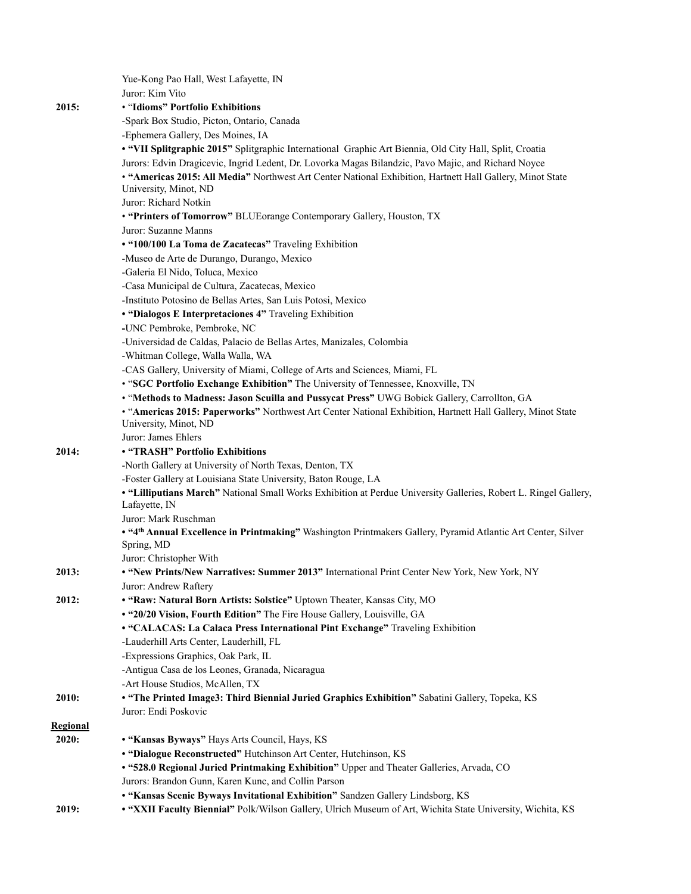Yue-Kong Pao Hall, West Lafayette, IN
Juror: Kim Vito

**2015:**

• "**Idioms" Portfolio Exhibitions**
-Spark Box Studio, Picton, Ontario, Canada
-Ephemera Gallery, Des Moines, IA

**• "VII Splitgraphic 2015"** Splitgraphic International Graphic Art Biennia, Old City Hall, Split, Croatia
Jurors: Edvin Dragicevic, Ingrid Ledent, Dr. Lovorka Magas Bilandzic, Pavo Majic, and Richard Noyce

• **"Americas 2015: All Media"** Northwest Art Center National Exhibition, Hartnett Hall Gallery, Minot State University, Minot, ND
Juror: Richard Notkin

• **"Printers of Tomorrow"** BLUEorange Contemporary Gallery, Houston, TX
Juror: Suzanne Manns

**• "100/100 La Toma de Zacatecas"** Traveling Exhibition
-Museo de Arte de Durango, Durango, Mexico
-Galeria El Nido, Toluca, Mexico
-Casa Municipal de Cultura, Zacatecas, Mexico
-Instituto Potosino de Bellas Artes, San Luis Potosi, Mexico

**• "Dialogos E Interpretaciones 4"** Traveling Exhibition
**-**UNC Pembroke, Pembroke, NC
-Universidad de Caldas, Palacio de Bellas Artes, Manizales, Colombia
-Whitman College, Walla Walla, WA
-CAS Gallery, University of Miami, College of Arts and Sciences, Miami, FL

• "**SGC Portfolio Exchange Exhibition"** The University of Tennessee, Knoxville, TN

• "**Methods to Madness: Jason Scuilla and Pussycat Press"** UWG Bobick Gallery, Carrollton, GA

• "**Americas 2015: Paperworks"** Northwest Art Center National Exhibition, Hartnett Hall Gallery, Minot State University, Minot, ND
Juror: James Ehlers

**2014:**

**• "TRASH" Portfolio Exhibitions**
-North Gallery at University of North Texas, Denton, TX
-Foster Gallery at Louisiana State University, Baton Rouge, LA

**• "Lilliputians March"** National Small Works Exhibition at Perdue University Galleries, Robert L. Ringel Gallery, Lafayette, IN
Juror: Mark Ruschman

**• "4th Annual Excellence in Printmaking"** Washington Printmakers Gallery, Pyramid Atlantic Art Center, Silver Spring, MD
Juror: Christopher With

**2013:**

**• "New Prints/New Narratives: Summer 2013"** International Print Center New York, New York, NY
Juror: Andrew Raftery

**2012:**

**• "Raw: Natural Born Artists: Solstice"** Uptown Theater, Kansas City, MO

**• "20/20 Vision, Fourth Edition"** The Fire House Gallery, Louisville, GA

**• "CALACAS: La Calaca Press International Pint Exchange"** Traveling Exhibition
-Lauderhill Arts Center, Lauderhill, FL
-Expressions Graphics, Oak Park, IL
-Antigua Casa de los Leones, Granada, Nicaragua
-Art House Studios, McAllen, TX

**2010:**

**• "The Printed Image3: Third Biennial Juried Graphics Exhibition"** Sabatini Gallery, Topeka, KS
Juror: Endi Poskovic

**Regional**

**2020:**

**• "Kansas Byways"** Hays Arts Council, Hays, KS

**• "Dialogue Reconstructed"** Hutchinson Art Center, Hutchinson, KS

**• "528.0 Regional Juried Printmaking Exhibition"** Upper and Theater Galleries, Arvada, CO
Jurors: Brandon Gunn, Karen Kunc, and Collin Parson

**• "Kansas Scenic Byways Invitational Exhibition"** Sandzen Gallery Lindsborg, KS

**2019:**

**• "XXII Faculty Biennial"** Polk/Wilson Gallery, Ulrich Museum of Art, Wichita State University, Wichita, KS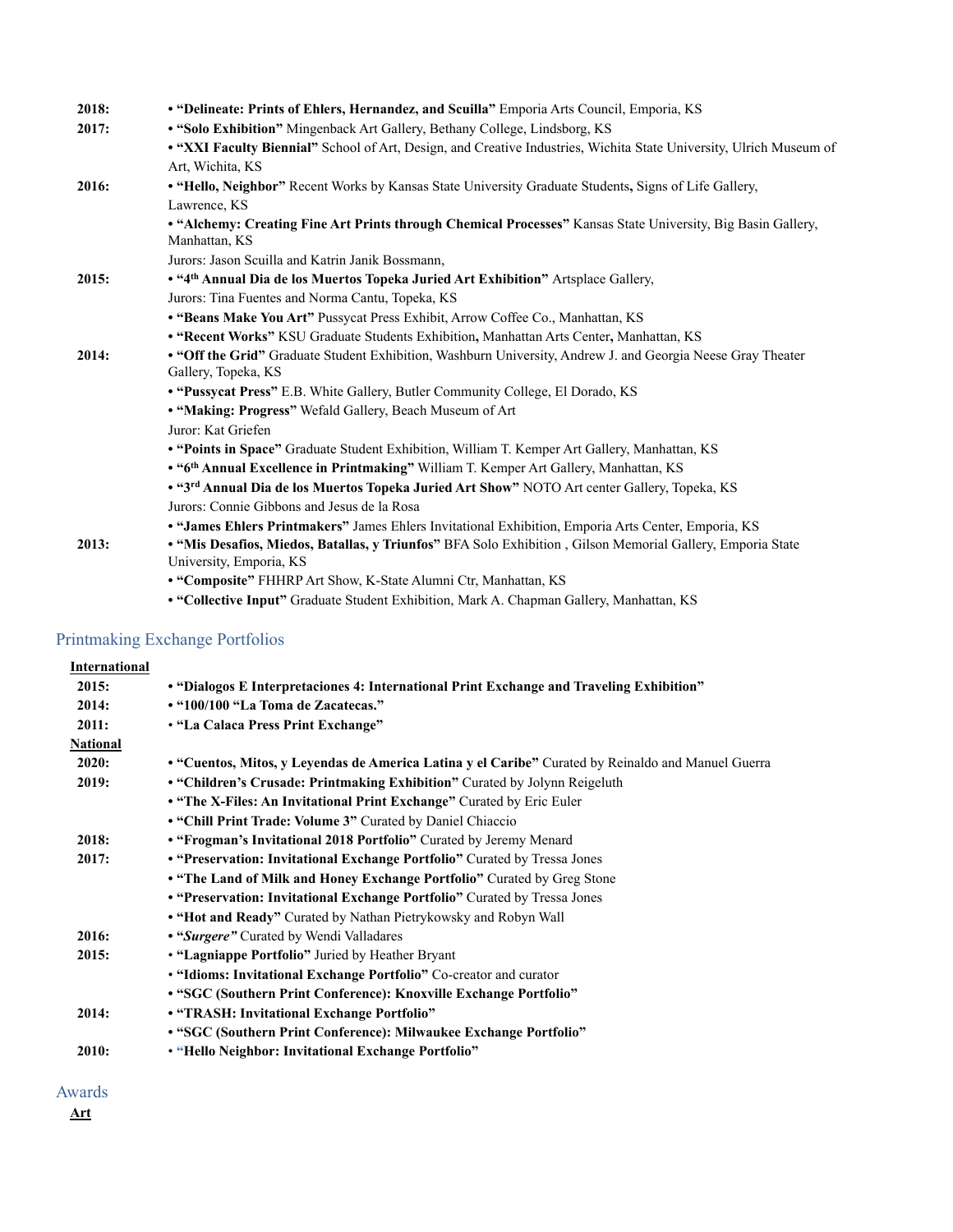| | |
|---|---|
| **2018:** | • **"Delineate: Prints of Ehlers, Hernandez, and Scuilla"** Emporia Arts Council, Emporia, KS |
| **2017:** | • **"Solo Exhibition"** Mingenback Art Gallery, Bethany College, Lindsborg, KS |
| | • **"XXI Faculty Biennial"** School of Art, Design, and Creative Industries, Wichita State University, Ulrich Museum of Art, Wichita, KS |
| **2016:** | • **"Hello, Neighbor"** Recent Works by Kansas State University Graduate Students**,** Signs of Life Gallery, Lawrence, KS |
| | • **"Alchemy: Creating Fine Art Prints through Chemical Processes"** Kansas State University, Big Basin Gallery, Manhattan, KS |
| | Jurors: Jason Scuilla and Katrin Janik Bossmann, |
| **2015:** | • **"4th Annual Dia de los Muertos Topeka Juried Art Exhibition"** Artsplace Gallery, |
| | Jurors: Tina Fuentes and Norma Cantu, Topeka, KS |
| | • **"Beans Make You Art"** Pussycat Press Exhibit, Arrow Coffee Co., Manhattan, KS |
| | • **"Recent Works"** KSU Graduate Students Exhibition**,** Manhattan Arts Center**,** Manhattan, KS |
| **2014:** | • **"Off the Grid"** Graduate Student Exhibition, Washburn University, Andrew J. and Georgia Neese Gray Theater Gallery, Topeka, KS |
| | • **"Pussycat Press"** E.B. White Gallery, Butler Community College, El Dorado, KS |
| | • **"Making: Progress"** Wefald Gallery, Beach Museum of Art |
| | Juror: Kat Griefen |
| | • **"Points in Space"** Graduate Student Exhibition, William T. Kemper Art Gallery, Manhattan, KS |
| | • **"6th Annual Excellence in Printmaking"** William T. Kemper Art Gallery, Manhattan, KS |
| | • **"3rd Annual Dia de los Muertos Topeka Juried Art Show"** NOTO Art center Gallery, Topeka, KS |
| | Jurors: Connie Gibbons and Jesus de la Rosa |
| | • **"James Ehlers Printmakers"** James Ehlers Invitational Exhibition, Emporia Arts Center, Emporia, KS |
| **2013:** | • **"Mis Desafios, Miedos, Batallas, y Triunfos"** BFA Solo Exhibition , Gilson Memorial Gallery, Emporia State University, Emporia, KS |
| | • **"Composite"** FHHRP Art Show, K-State Alumni Ctr, Manhattan, KS |
| | • **"Collective Input"** Graduate Student Exhibition, Mark A. Chapman Gallery, Manhattan, KS |

## Printmaking Exchange Portfolios

**International**

| | |
|---|---|
| **2015:** | • **"Dialogos E Interpretaciones 4: International Print Exchange and Traveling Exhibition"** |
| **2014:** | • **"100/100 "La Toma de Zacatecas."** |
| **2011:** | • **"La Calaca Press Print Exchange"** |

**National**

| | |
|---|---|
| **2020:** | • **"Cuentos, Mitos, y Leyendas de America Latina y el Caribe"** Curated by Reinaldo and Manuel Guerra |
| **2019:** | • **"Children's Crusade: Printmaking Exhibition"** Curated by Jolynn Reigeluth |
| | • **"The X-Files: An Invitational Print Exchange"** Curated by Eric Euler |
| | • **"Chill Print Trade: Volume 3"** Curated by Daniel Chiaccio |
| **2018:** | • **"Frogman's Invitational 2018 Portfolio"** Curated by Jeremy Menard |
| **2017:** | • **"Preservation: Invitational Exchange Portfolio"** Curated by Tressa Jones |
| | • **"The Land of Milk and Honey Exchange Portfolio"** Curated by Greg Stone |
| | • **"Preservation: Invitational Exchange Portfolio"** Curated by Tressa Jones |
| | • **"Hot and Ready"** Curated by Nathan Pietrykowsky and Robyn Wall |
| **2016:** | • **"*Surgere*"** Curated by Wendi Valladares |
| **2015:** | • **"Lagniappe Portfolio"** Juried by Heather Bryant |
| | • **"Idioms: Invitational Exchange Portfolio"** Co-creator and curator |
| | • **"SGC (Southern Print Conference): Knoxville Exchange Portfolio"** |
| **2014:** | • **"TRASH: Invitational Exchange Portfolio"** |
| | • **"SGC (Southern Print Conference): Milwaukee Exchange Portfolio"** |
| **2010:** | • **"Hello Neighbor: Invitational Exchange Portfolio"** |

## Awards

**Art**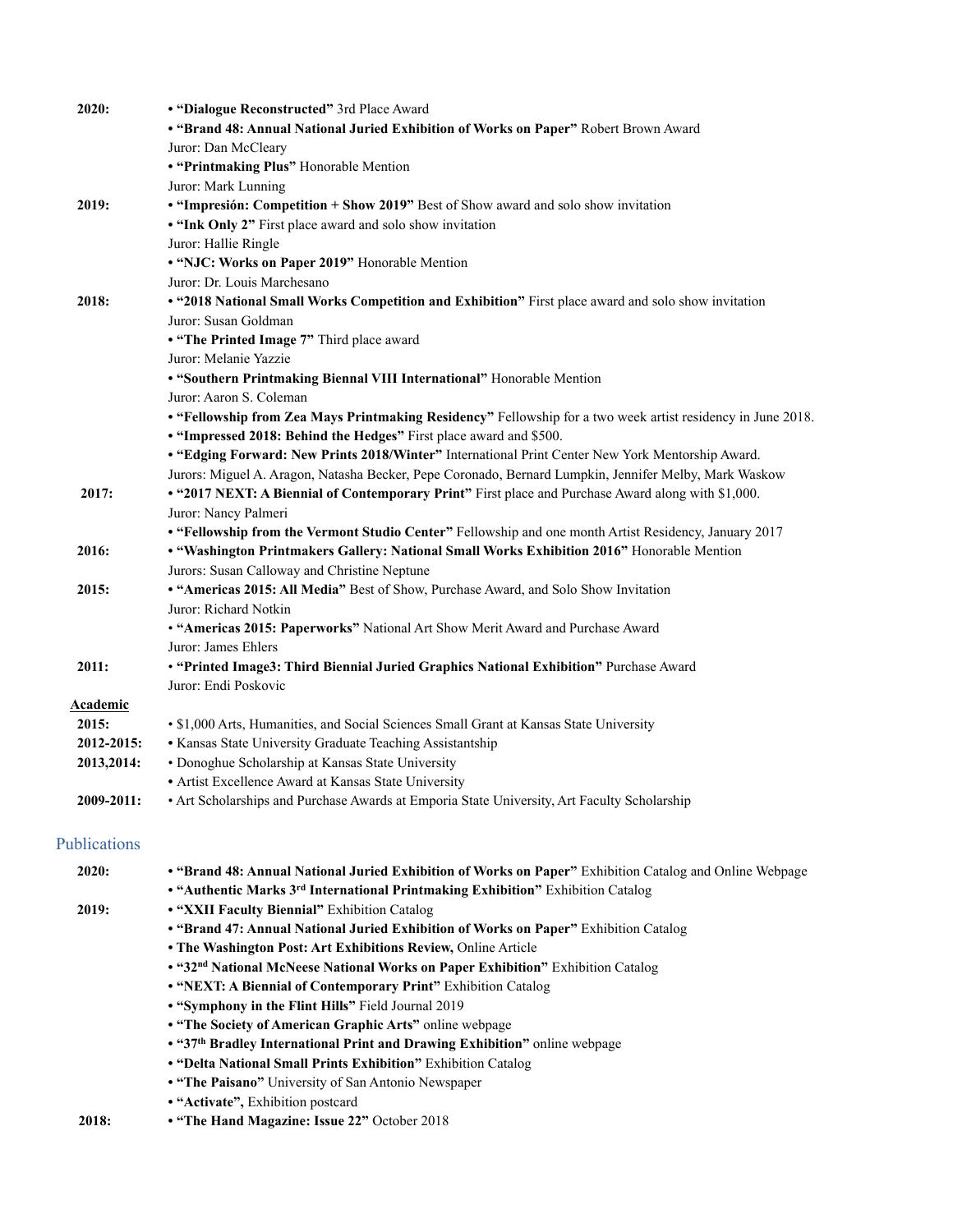**2020:**

- **"Dialogue Reconstructed"** 3rd Place Award
- **"Brand 48: Annual National Juried Exhibition of Works on Paper"** Robert Brown Award
  Juror: Dan McCleary
- **"Printmaking Plus"** Honorable Mention
  Juror: Mark Lunning

**2019:**

- **"Impresión: Competition + Show 2019"** Best of Show award and solo show invitation
- **"Ink Only 2"** First place award and solo show invitation
  Juror: Hallie Ringle
- **"NJC: Works on Paper 2019"** Honorable Mention
  Juror: Dr. Louis Marchesano

**2018:**

- **"2018 National Small Works Competition and Exhibition"** First place award and solo show invitation
  Juror: Susan Goldman
- **"The Printed Image 7"** Third place award
  Juror: Melanie Yazzie
- **"Southern Printmaking Biennal VIII International"** Honorable Mention
  Juror: Aaron S. Coleman
- **"Fellowship from Zea Mays Printmaking Residency"** Fellowship for a two week artist residency in June 2018.
- **"Impressed 2018: Behind the Hedges"** First place award and $500.
- **"Edging Forward: New Prints 2018/Winter"** International Print Center New York Mentorship Award.
  Jurors: Miguel A. Aragon, Natasha Becker, Pepe Coronado, Bernard Lumpkin, Jennifer Melby, Mark Waskow

**2017:**

- **"2017 NEXT: A Biennial of Contemporary Print"** First place and Purchase Award along with $1,000.
  Juror: Nancy Palmeri
- **"Fellowship from the Vermont Studio Center"** Fellowship and one month Artist Residency, January 2017

**2016:**

- **"Washington Printmakers Gallery: National Small Works Exhibition 2016"** Honorable Mention
  Jurors: Susan Calloway and Christine Neptune

**2015:**

- **"Americas 2015: All Media"** Best of Show, Purchase Award, and Solo Show Invitation
  Juror: Richard Notkin
- **"Americas 2015: Paperworks"** National Art Show Merit Award and Purchase Award
  Juror: James Ehlers

**2011:**

- **"Printed Image3: Third Biennial Juried Graphics National Exhibition"** Purchase Award
  Juror: Endi Poskovic

**Academic**

**2015:**

- $1,000 Arts, Humanities, and Social Sciences Small Grant at Kansas State University

**2012-2015:**

- Kansas State University Graduate Teaching Assistantship

**2013,2014:**

- Donoghue Scholarship at Kansas State University
- Artist Excellence Award at Kansas State University

**2009-2011:**

- Art Scholarships and Purchase Awards at Emporia State University, Art Faculty Scholarship

## Publications

**2020:**

- **"Brand 48: Annual National Juried Exhibition of Works on Paper"** Exhibition Catalog and Online Webpage
- **"Authentic Marks 3rd International Printmaking Exhibition"** Exhibition Catalog

**2019:**

- **"XXII Faculty Biennial"** Exhibition Catalog
- **"Brand 47: Annual National Juried Exhibition of Works on Paper"** Exhibition Catalog
- **The Washington Post: Art Exhibitions Review,** Online Article
- **"32nd National McNeese National Works on Paper Exhibition"** Exhibition Catalog
- **"NEXT: A Biennial of Contemporary Print"** Exhibition Catalog
- **"Symphony in the Flint Hills"** Field Journal 2019
- **"The Society of American Graphic Arts"** online webpage
- **"37th Bradley International Print and Drawing Exhibition"** online webpage
- **"Delta National Small Prints Exhibition"** Exhibition Catalog
- **"The Paisano"** University of San Antonio Newspaper
- **"Activate",** Exhibition postcard

**2018:**

- **"The Hand Magazine: Issue 22"** October 2018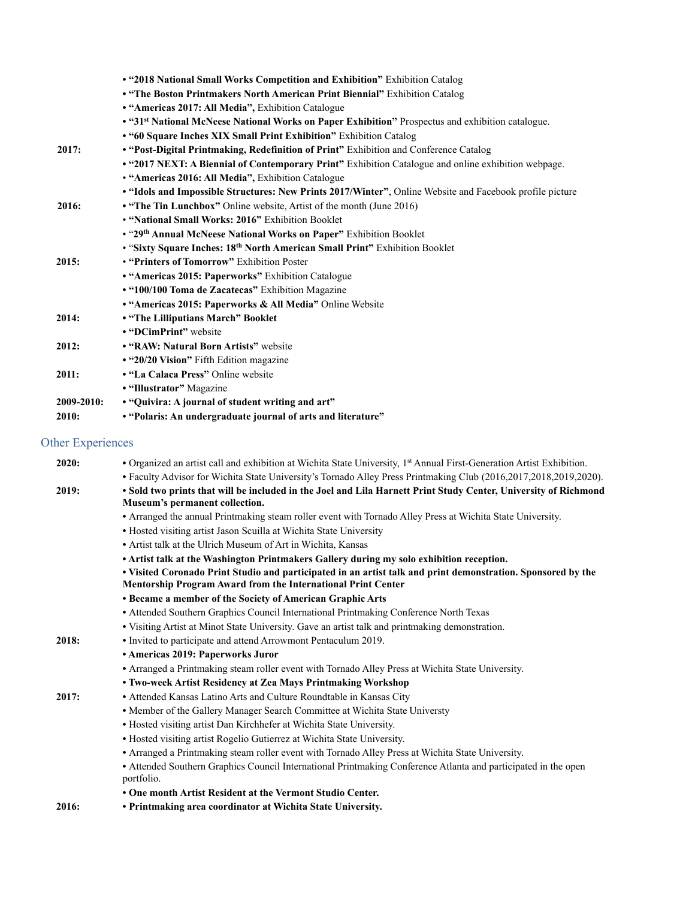| | |
|---|---|
| | • **"2018 National Small Works Competition and Exhibition"** Exhibition Catalog |
| | • **"The Boston Printmakers North American Print Biennial"** Exhibition Catalog |
| | • **"Americas 2017: All Media",** Exhibition Catalogue |
| | • **"31st National McNeese National Works on Paper Exhibition"** Prospectus and exhibition catalogue. |
| | • **"60 Square Inches XIX Small Print Exhibition"** Exhibition Catalog |
| **2017:** | • **"Post-Digital Printmaking, Redefinition of Print"** Exhibition and Conference Catalog |
| | • **"2017 NEXT: A Biennial of Contemporary Print"** Exhibition Catalogue and online exhibition webpage. |
| | • **"Americas 2016: All Media",** Exhibition Catalogue |
| | • **"Idols and Impossible Structures: New Prints 2017/Winter"**, Online Website and Facebook profile picture |
| **2016:** | • **"The Tin Lunchbox"** Online website, Artist of the month (June 2016) |
| | • **"National Small Works: 2016"** Exhibition Booklet |
| | • "**29th Annual McNeese National Works on Paper"** Exhibition Booklet |
| | • "**Sixty Square Inches: 18th North American Small Print"** Exhibition Booklet |
| **2015:** | • **"Printers of Tomorrow"** Exhibition Poster |
| | • **"Americas 2015: Paperworks"** Exhibition Catalogue |
| | • **"100/100 Toma de Zacatecas"** Exhibition Magazine |
| | • **"Americas 2015: Paperworks & All Media"** Online Website |
| **2014:** | • **"The Lilliputians March" Booklet** |
| | • **"DCimPrint"** website |
| **2012:** | • **"RAW: Natural Born Artists"** website |
| | • **"20/20 Vision"** Fifth Edition magazine |
| **2011:** | • **"La Calaca Press"** Online website |
| | • **"Illustrator"** Magazine |
| **2009-2010:** | • **"Quivira: A journal of student writing and art"** |
| **2010:** | • **"Polaris: An undergraduate journal of arts and literature"** |

## Other Experiences

| | |
|---|---|
| **2020:** | • Organized an artist call and exhibition at Wichita State University, 1st Annual First-Generation Artist Exhibition. |
| | • Faculty Advisor for Wichita State University's Tornado Alley Press Printmaking Club (2016,2017,2018,2019,2020). |
| **2019:** | **• Sold two prints that will be included in the Joel and Lila Harnett Print Study Center, University of Richmond Museum's permanent collection.** |
| | • Arranged the annual Printmaking steam roller event with Tornado Alley Press at Wichita State University. |
| | • Hosted visiting artist Jason Scuilla at Wichita State University |
| | • Artist talk at the Ulrich Museum of Art in Wichita, Kansas |
| | **• Artist talk at the Washington Printmakers Gallery during my solo exhibition reception.** |
| | **• Visited Coronado Print Studio and participated in an artist talk and print demonstration. Sponsored by the Mentorship Program Award from the International Print Center** |
| | **• Became a member of the Society of American Graphic Arts** |
| | • Attended Southern Graphics Council International Printmaking Conference North Texas |
| | • Visiting Artist at Minot State University. Gave an artist talk and printmaking demonstration. |
| **2018:** | • Invited to participate and attend Arrowmont Pentaculum 2019. |
| | **• Americas 2019: Paperworks Juror** |
| | • Arranged a Printmaking steam roller event with Tornado Alley Press at Wichita State University. |
| | **• Two-week Artist Residency at Zea Mays Printmaking Workshop** |
| **2017:** | • Attended Kansas Latino Arts and Culture Roundtable in Kansas City |
| | • Member of the Gallery Manager Search Committee at Wichita State Universty |
| | • Hosted visiting artist Dan Kirchhefer at Wichita State University. |
| | • Hosted visiting artist Rogelio Gutierrez at Wichita State University. |
| | • Arranged a Printmaking steam roller event with Tornado Alley Press at Wichita State University. |
| | • Attended Southern Graphics Council International Printmaking Conference Atlanta and participated in the open portfolio. |
| | **• One month Artist Resident at the Vermont Studio Center.** |
| **2016:** | **• Printmaking area coordinator at Wichita State University.** |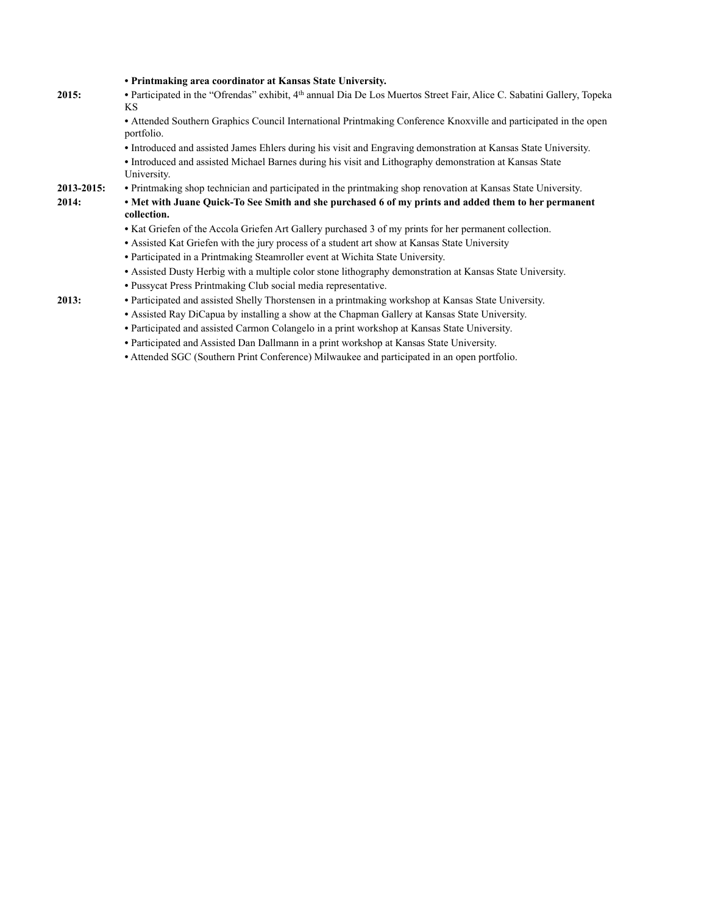**• Printmaking area coordinator at Kansas State University.**

**2015:**
- Participated in the "Ofrendas" exhibit, 4th annual Dia De Los Muertos Street Fair, Alice C. Sabatini Gallery, Topeka KS
- Attended Southern Graphics Council International Printmaking Conference Knoxville and participated in the open portfolio.
- Introduced and assisted James Ehlers during his visit and Engraving demonstration at Kansas State University.
- Introduced and assisted Michael Barnes during his visit and Lithography demonstration at Kansas State University.

**2013-2015:**
- Printmaking shop technician and participated in the printmaking shop renovation at Kansas State University.

**2014:**
- **Met with Juane Quick-To See Smith and she purchased 6 of my prints and added them to her permanent collection.**
- Kat Griefen of the Accola Griefen Art Gallery purchased 3 of my prints for her permanent collection.
- Assisted Kat Griefen with the jury process of a student art show at Kansas State University
- Participated in a Printmaking Steamroller event at Wichita State University.
- Assisted Dusty Herbig with a multiple color stone lithography demonstration at Kansas State University.
- Pussycat Press Printmaking Club social media representative.

**2013:**
- Participated and assisted Shelly Thorstensen in a printmaking workshop at Kansas State University.
- Assisted Ray DiCapua by installing a show at the Chapman Gallery at Kansas State University.
- Participated and assisted Carmon Colangelo in a print workshop at Kansas State University.
- Participated and Assisted Dan Dallmann in a print workshop at Kansas State University.
- Attended SGC (Southern Print Conference) Milwaukee and participated in an open portfolio.